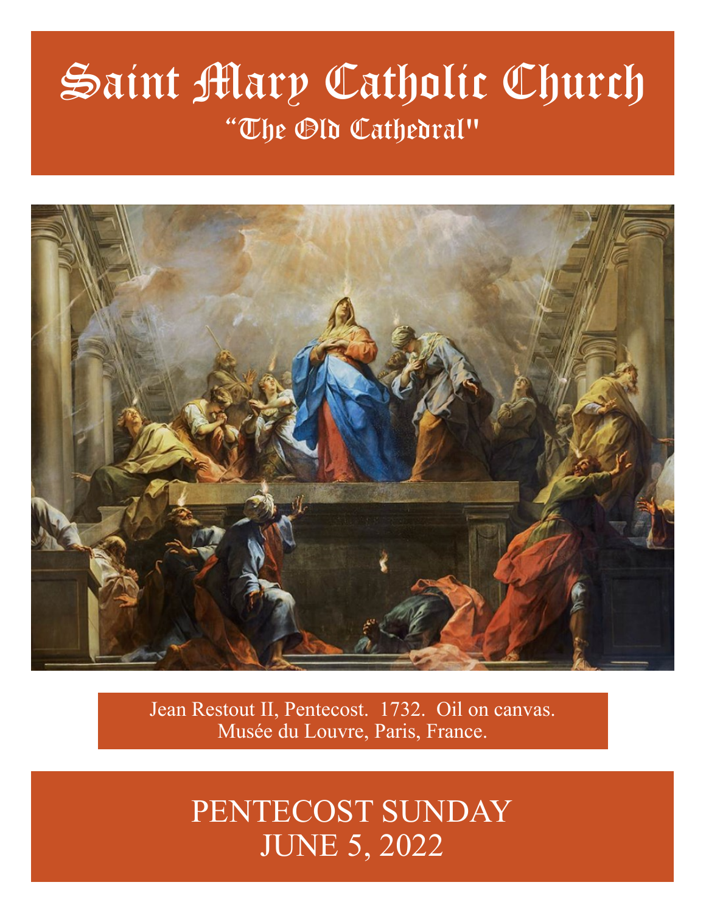# Saint Mary Catholic Church

## "The Old Cathedral"

Jean Restout II, Pentecost. 1732. Oil on canvas.
Musée du Louvre, Paris, France.

## PENTECOST SUNDAY
## JUNE 5, 2022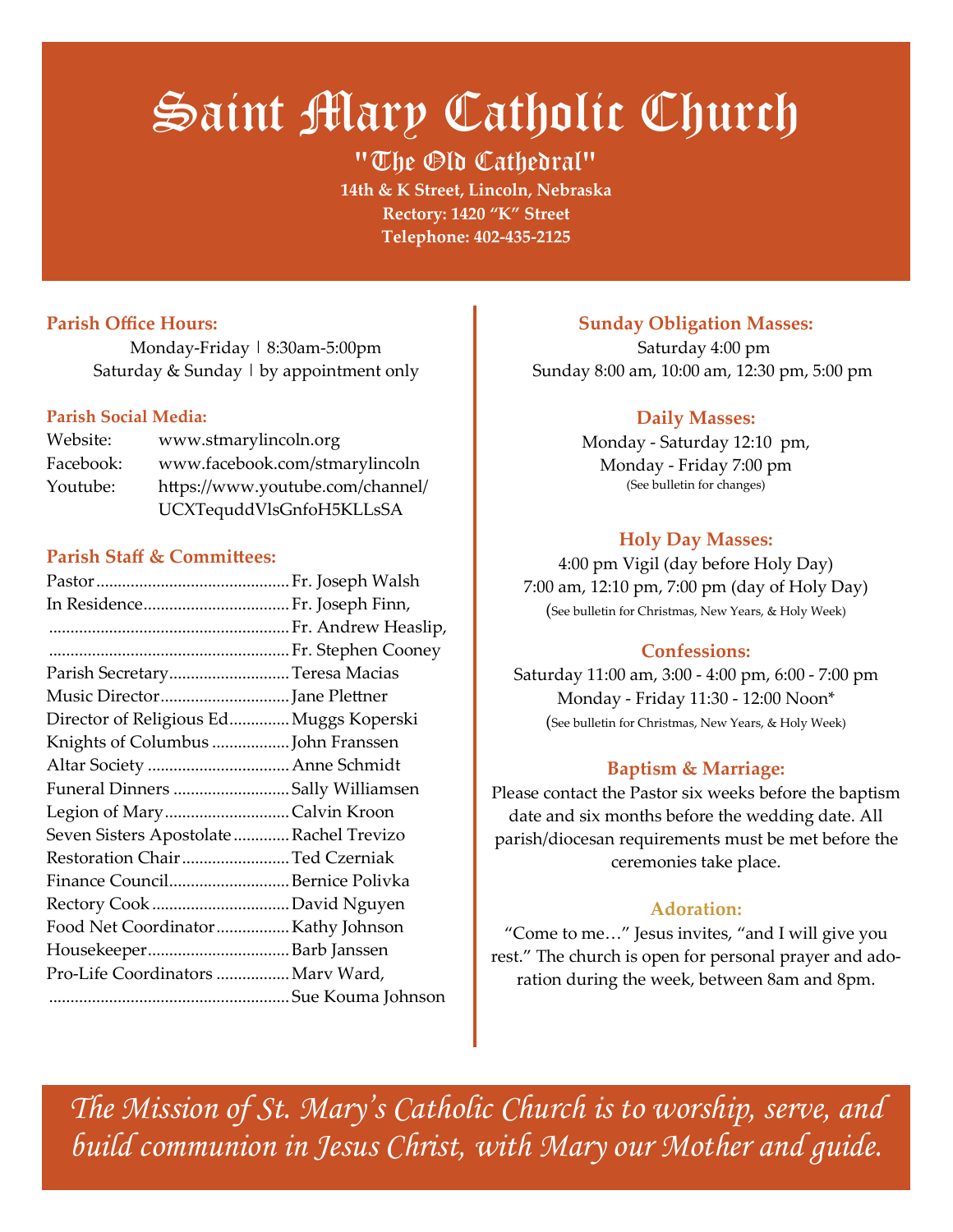# Saint Mary Catholic Church

## "The Old Cathedral"

**14th & K Street, Lincoln, Nebraska**
**Rectory: 1420 "K" Street**
**Telephone: 402-435-2125**

### Parish Office Hours:

Monday-Friday | 8:30am-5:00pm
Saturday & Sunday | by appointment only

### Parish Social Media:

| | |
|---|---|
| Website: | www.stmarylincoln.org |
| Facebook: | www.facebook.com/stmarylincoln |
| Youtube: | https://www.youtube.com/channel/UCXTequddVlsGnfoH5KLLsSA |

### Parish Staff & Committees:

| | |
|---|---|
| Pastor | Fr. Joseph Walsh |
| In Residence | Fr. Joseph Finn, |
| | Fr. Andrew Heaslip, |
| | Fr. Stephen Cooney |
| Parish Secretary | Teresa Macias |
| Music Director | Jane Plettner |
| Director of Religious Ed | Muggs Koperski |
| Knights of Columbus | John Franssen |
| Altar Society | Anne Schmidt |
| Funeral Dinners | Sally Williamsen |
| Legion of Mary | Calvin Kroon |
| Seven Sisters Apostolate | Rachel Trevizo |
| Restoration Chair | Ted Czerniak |
| Finance Council | Bernice Polivka |
| Rectory Cook | David Nguyen |
| Food Net Coordinator | Kathy Johnson |
| Housekeeper | Barb Janssen |
| Pro-Life Coordinators | Marv Ward, |
| | Sue Kouma Johnson |

### Sunday Obligation Masses:

Saturday 4:00 pm
Sunday 8:00 am, 10:00 am, 12:30 pm, 5:00 pm

### Daily Masses:

Monday - Saturday 12:10 pm,
Monday - Friday 7:00 pm
(See bulletin for changes)

### Holy Day Masses:

4:00 pm Vigil (day before Holy Day)
7:00 am, 12:10 pm, 7:00 pm (day of Holy Day)
(See bulletin for Christmas, New Years, & Holy Week)

### Confessions:

Saturday 11:00 am, 3:00 - 4:00 pm, 6:00 - 7:00 pm
Monday - Friday 11:30 - 12:00 Noon*
(See bulletin for Christmas, New Years, & Holy Week)

### Baptism & Marriage:

Please contact the Pastor six weeks before the baptism date and six months before the wedding date. All parish/diocesan requirements must be met before the ceremonies take place.

### Adoration:

"Come to me…" Jesus invites, "and I will give you rest." The church is open for personal prayer and adoration during the week, between 8am and 8pm.

*The Mission of St. Mary's Catholic Church is to worship, serve, and build communion in Jesus Christ, with Mary our Mother and guide.*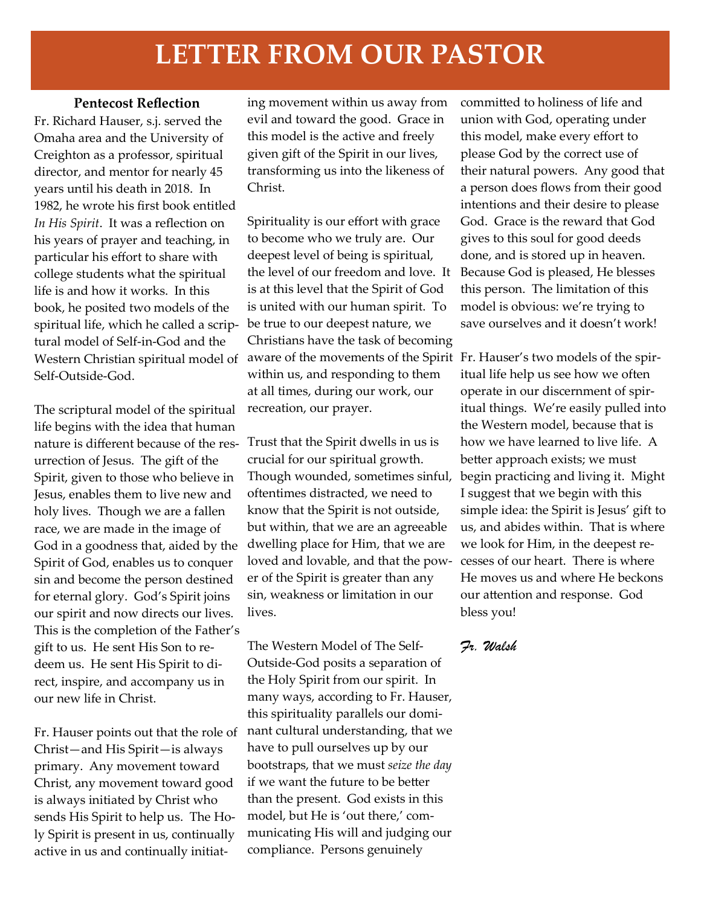# LETTER FROM OUR PASTOR

### Pentecost Reflection

Fr. Richard Hauser, s.j. served the Omaha area and the University of Creighton as a professor, spiritual director, and mentor for nearly 45 years until his death in 2018. In 1982, he wrote his first book entitled *In His Spirit*. It was a reflection on his years of prayer and teaching, in particular his effort to share with college students what the spiritual life is and how it works. In this book, he posited two models of the spiritual life, which he called a scriptural model of Self-in-God and the Western Christian spiritual model of Self-Outside-God.

The scriptural model of the spiritual life begins with the idea that human nature is different because of the resurrection of Jesus. The gift of the Spirit, given to those who believe in Jesus, enables them to live new and holy lives. Though we are a fallen race, we are made in the image of God in a goodness that, aided by the Spirit of God, enables us to conquer sin and become the person destined for eternal glory. God's Spirit joins our spirit and now directs our lives. This is the completion of the Father's gift to us. He sent His Son to redeem us. He sent His Spirit to direct, inspire, and accompany us in our new life in Christ.

Fr. Hauser points out that the role of Christ—and His Spirit—is always primary. Any movement toward Christ, any movement toward good is always initiated by Christ who sends His Spirit to help us. The Holy Spirit is present in us, continually active in us and continually initiating movement within us away from evil and toward the good. Grace in this model is the active and freely given gift of the Spirit in our lives, transforming us into the likeness of Christ.

Spirituality is our effort with grace to become who we truly are. Our deepest level of being is spiritual, the level of our freedom and love. It is at this level that the Spirit of God is united with our human spirit. To be true to our deepest nature, we Christians have the task of becoming aware of the movements of the Spirit within us, and responding to them at all times, during our work, our recreation, our prayer.

Trust that the Spirit dwells in us is crucial for our spiritual growth. Though wounded, sometimes sinful, oftentimes distracted, we need to know that the Spirit is not outside, but within, that we are an agreeable dwelling place for Him, that we are loved and lovable, and that the power of the Spirit is greater than any sin, weakness or limitation in our lives.

The Western Model of The Self-Outside-God posits a separation of the Holy Spirit from our spirit. In many ways, according to Fr. Hauser, this spirituality parallels our dominant cultural understanding, that we have to pull ourselves up by our bootstraps, that we must *seize the day* if we want the future to be better than the present. God exists in this model, but He is 'out there,' communicating His will and judging our compliance. Persons genuinely committed to holiness of life and union with God, operating under this model, make every effort to please God by the correct use of their natural powers. Any good that a person does flows from their good intentions and their desire to please God. Grace is the reward that God gives to this soul for good deeds done, and is stored up in heaven. Because God is pleased, He blesses this person. The limitation of this model is obvious: we're trying to save ourselves and it doesn't work!

Fr. Hauser's two models of the spiritual life help us see how we often operate in our discernment of spiritual things. We're easily pulled into the Western model, because that is how we have learned to live life. A better approach exists; we must begin practicing and living it. Might I suggest that we begin with this simple idea: the Spirit is Jesus' gift to us, and abides within. That is where we look for Him, in the deepest recesses of our heart. There is where He moves us and where He beckons our attention and response. God bless you!

*Fr. Walsh*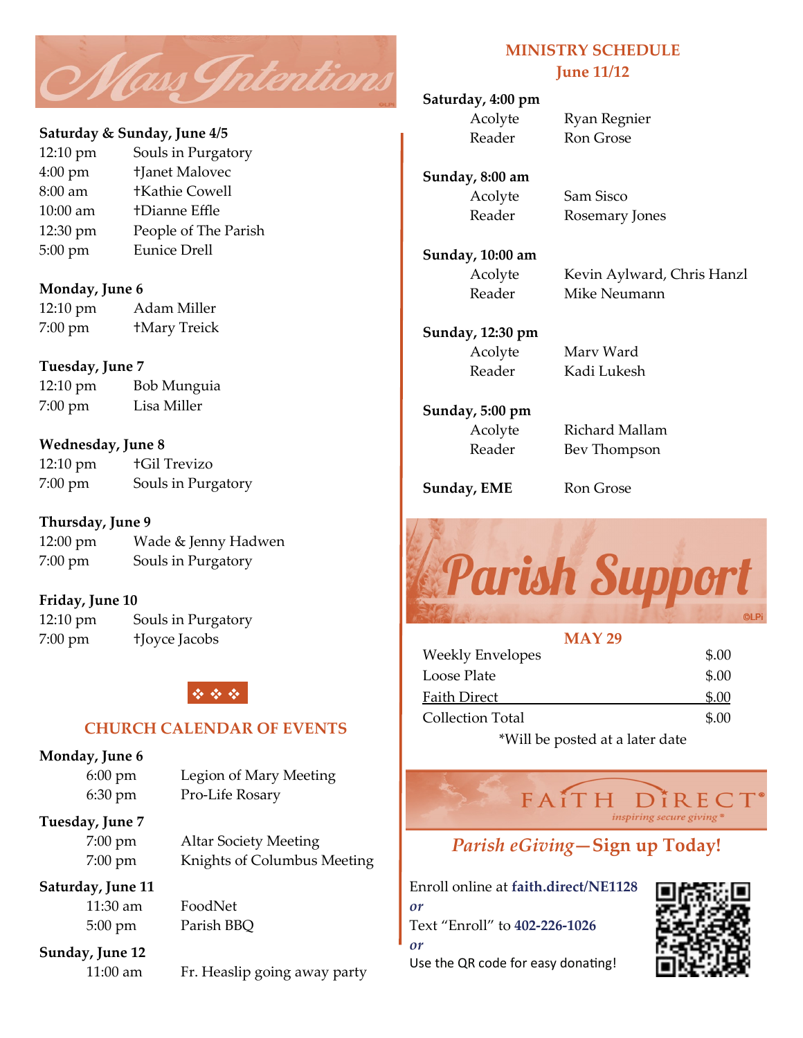# Mass Intentions

**Saturday & Sunday, June 4/5**

| | |
|---|---|
| 12:10 pm | Souls in Purgatory |
| 4:00 pm | †Janet Malovec |
| 8:00 am | †Kathie Cowell |
| 10:00 am | †Dianne Effle |
| 12:30 pm | People of The Parish |
| 5:00 pm | Eunice Drell |

**Monday, June 6**

| | |
|---|---|
| 12:10 pm | Adam Miller |
| 7:00 pm | †Mary Treick |

**Tuesday, June 7**

| | |
|---|---|
| 12:10 pm | Bob Munguia |
| 7:00 pm | Lisa Miller |

**Wednesday, June 8**

| | |
|---|---|
| 12:10 pm | †Gil Trevizo |
| 7:00 pm | Souls in Purgatory |

**Thursday, June 9**

| | |
|---|---|
| 12:00 pm | Wade & Jenny Hadwen |
| 7:00 pm | Souls in Purgatory |

**Friday, June 10**

| | |
|---|---|
| 12:10 pm | Souls in Purgatory |
| 7:00 pm | †Joyce Jacobs |

❖ ❖ ❖

## CHURCH CALENDAR OF EVENTS

**Monday, June 6**

| | |
|---|---|
| 6:00 pm | Legion of Mary Meeting |
| 6:30 pm | Pro-Life Rosary |

**Tuesday, June 7**

| | |
|---|---|
| 7:00 pm | Altar Society Meeting |
| 7:00 pm | Knights of Columbus Meeting |

**Saturday, June 11**

| | |
|---|---|
| 11:30 am | FoodNet |
| 5:00 pm | Parish BBQ |

**Sunday, June 12**

| | |
|---|---|
| 11:00 am | Fr. Heaslip going away party |

## MINISTRY SCHEDULE
## June 11/12

**Saturday, 4:00 pm**

| | |
|---|---|
| Acolyte | Ryan Regnier |
| Reader | Ron Grose |

**Sunday, 8:00 am**

| | |
|---|---|
| Acolyte | Sam Sisco |
| Reader | Rosemary Jones |

**Sunday, 10:00 am**

| | |
|---|---|
| Acolyte | Kevin Aylward, Chris Hanzl |
| Reader | Mike Neumann |

**Sunday, 12:30 pm**

| | |
|---|---|
| Acolyte | Marv Ward |
| Reader | Kadi Lukesh |

**Sunday, 5:00 pm**

| | |
|---|---|
| Acolyte | Richard Mallam |
| Reader | Bev Thompson |

**Sunday, EME** Ron Grose

# Parish Support

**MAY 29**

| | |
|---|---|
| Weekly Envelopes | $.00 |
| Loose Plate | $.00 |
| Faith Direct | $.00 |
| Collection Total | $.00 |

*Will be posted at a later date

FAITH DIRECT — *inspiring secure giving*

## *Parish eGiving*—Sign up Today!

Enroll online at **faith.direct/NE1128**

*or*

Text "Enroll" to **402-226-1026**

*or*

Use the QR code for easy donating!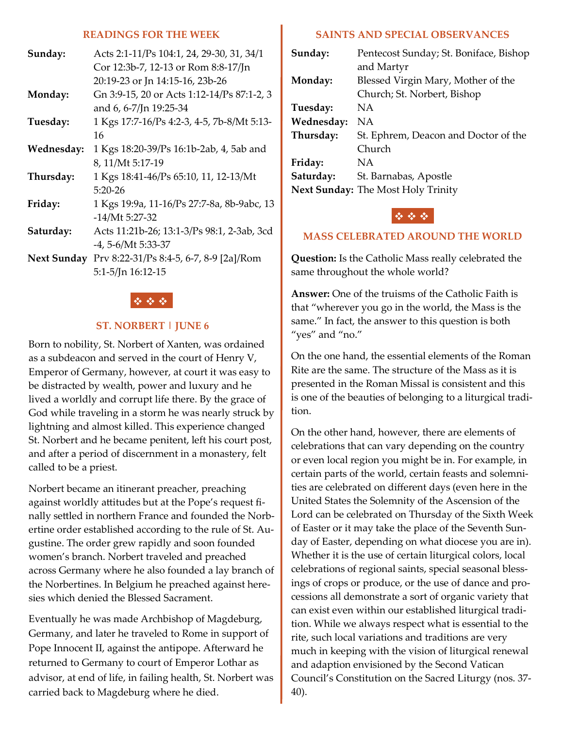## READINGS FOR THE WEEK

| | |
|---|---|
| **Sunday:** | Acts 2:1-11/Ps 104:1, 24, 29-30, 31, 34/1 Cor 12:3b-7, 12-13 or Rom 8:8-17/Jn 20:19-23 or Jn 14:15-16, 23b-26 |
| **Monday:** | Gn 3:9-15, 20 or Acts 1:12-14/Ps 87:1-2, 3 and 6, 6-7/Jn 19:25-34 |
| **Tuesday:** | 1 Kgs 17:7-16/Ps 4:2-3, 4-5, 7b-8/Mt 5:13-16 |
| **Wednesday:** | 1 Kgs 18:20-39/Ps 16:1b-2ab, 4, 5ab and 8, 11/Mt 5:17-19 |
| **Thursday:** | 1 Kgs 18:41-46/Ps 65:10, 11, 12-13/Mt 5:20-26 |
| **Friday:** | 1 Kgs 19:9a, 11-16/Ps 27:7-8a, 8b-9abc, 13-14/Mt 5:27-32 |
| **Saturday:** | Acts 11:21b-26; 13:1-3/Ps 98:1, 2-3ab, 3cd-4, 5-6/Mt 5:33-37 |
| **Next Sunday** | Prv 8:22-31/Ps 8:4-5, 6-7, 8-9 [2a]/Rom 5:1-5/Jn 16:12-15 |

❖ ❖ ❖

## ST. NORBERT | JUNE 6

Born to nobility, St. Norbert of Xanten, was ordained as a subdeacon and served in the court of Henry V, Emperor of Germany, however, at court it was easy to be distracted by wealth, power and luxury and he lived a worldly and corrupt life there. By the grace of God while traveling in a storm he was nearly struck by lightning and almost killed. This experience changed St. Norbert and he became penitent, left his court post, and after a period of discernment in a monastery, felt called to be a priest.

Norbert became an itinerant preacher, preaching against worldly attitudes but at the Pope's request finally settled in northern France and founded the Norbertine order established according to the rule of St. Augustine. The order grew rapidly and soon founded women's branch. Norbert traveled and preached across Germany where he also founded a lay branch of the Norbertines. In Belgium he preached against heresies which denied the Blessed Sacrament.

Eventually he was made Archbishop of Magdeburg, Germany, and later he traveled to Rome in support of Pope Innocent II, against the antipope. Afterward he returned to Germany to court of Emperor Lothar as advisor, at end of life, in failing health, St. Norbert was carried back to Magdeburg where he died.

## SAINTS AND SPECIAL OBSERVANCES

| | |
|---|---|
| **Sunday:** | Pentecost Sunday; St. Boniface, Bishop and Martyr |
| **Monday:** | Blessed Virgin Mary, Mother of the Church; St. Norbert, Bishop |
| **Tuesday:** | NA |
| **Wednesday:** | NA |
| **Thursday:** | St. Ephrem, Deacon and Doctor of the Church |
| **Friday:** | NA |
| **Saturday:** | St. Barnabas, Apostle |
| **Next Sunday:** | The Most Holy Trinity |

❖ ❖ ❖

## MASS CELEBRATED AROUND THE WORLD

**Question:** Is the Catholic Mass really celebrated the same throughout the whole world?

**Answer:** One of the truisms of the Catholic Faith is that "wherever you go in the world, the Mass is the same." In fact, the answer to this question is both "yes" and "no."

On the one hand, the essential elements of the Roman Rite are the same. The structure of the Mass as it is presented in the Roman Missal is consistent and this is one of the beauties of belonging to a liturgical tradition.

On the other hand, however, there are elements of celebrations that can vary depending on the country or even local region you might be in. For example, in certain parts of the world, certain feasts and solemnities are celebrated on different days (even here in the United States the Solemnity of the Ascension of the Lord can be celebrated on Thursday of the Sixth Week of Easter or it may take the place of the Seventh Sunday of Easter, depending on what diocese you are in). Whether it is the use of certain liturgical colors, local celebrations of regional saints, special seasonal blessings of crops or produce, or the use of dance and processions all demonstrate a sort of organic variety that can exist even within our established liturgical tradition. While we always respect what is essential to the rite, such local variations and traditions are very much in keeping with the vision of liturgical renewal and adaption envisioned by the Second Vatican Council's Constitution on the Sacred Liturgy (nos. 37-40).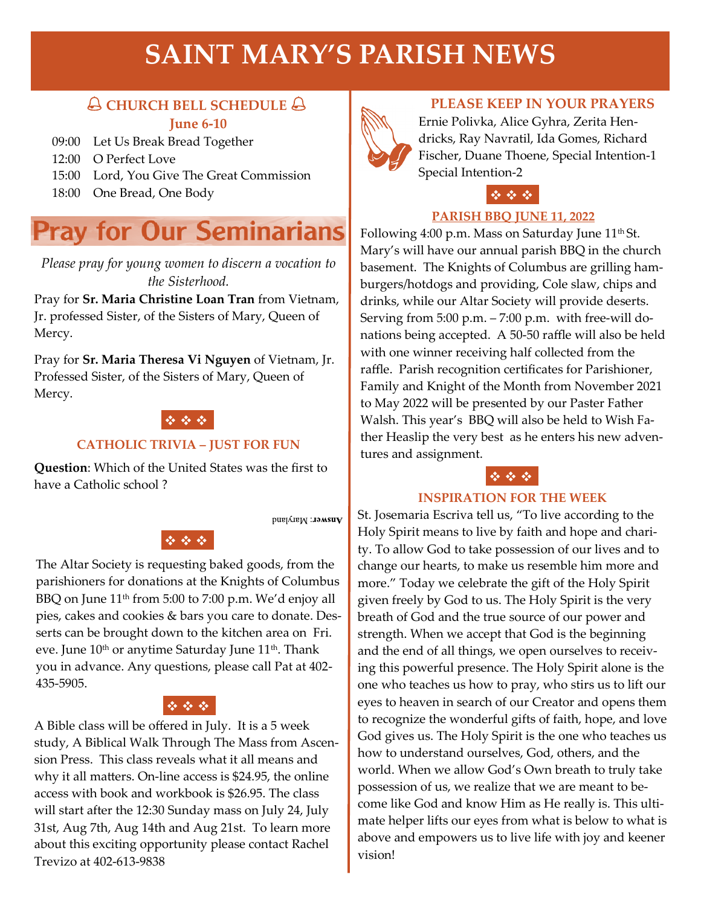# SAINT MARY'S PARISH NEWS

## 🔔 CHURCH BELL SCHEDULE 🔔

**June 6-10**

- 09:00 Let Us Break Bread Together
- 12:00 O Perfect Love
- 15:00 Lord, You Give The Great Commission
- 18:00 One Bread, One Body

## Pray for Our Seminarians

*Please pray for young women to discern a vocation to the Sisterhood.*

Pray for **Sr. Maria Christine Loan Tran** from Vietnam, Jr. professed Sister, of the Sisters of Mary, Queen of Mercy.

Pray for **Sr. Maria Theresa Vi Nguyen** of Vietnam, Jr. Professed Sister, of the Sisters of Mary, Queen of Mercy.

❖ ❖ ❖

### CATHOLIC TRIVIA – JUST FOR FUN

**Question**: Which of the United States was the first to have a Catholic school ?

**Answer**: Maryland

❖ ❖ ❖

The Altar Society is requesting baked goods, from the parishioners for donations at the Knights of Columbus BBQ on June 11th from 5:00 to 7:00 p.m. We'd enjoy all pies, cakes and cookies & bars you care to donate. Desserts can be brought down to the kitchen area on Fri. eve. June 10th or anytime Saturday June 11th. Thank you in advance. Any questions, please call Pat at 402-435-5905.

❖ ❖ ❖

A Bible class will be offered in July. It is a 5 week study, A Biblical Walk Through The Mass from Ascension Press. This class reveals what it all means and why it all matters. On-line access is $24.95, the online access with book and workbook is $26.95. The class will start after the 12:30 Sunday mass on July 24, July 31st, Aug 7th, Aug 14th and Aug 21st. To learn more about this exciting opportunity please contact Rachel Trevizo at 402-613-9838

### PLEASE KEEP IN YOUR PRAYERS

Ernie Polivka, Alice Gyhra, Zerita Hendricks, Ray Navratil, Ida Gomes, Richard Fischer, Duane Thoene, Special Intention-1 Special Intention-2

❖ ❖ ❖

### PARISH BBQ JUNE 11, 2022

Following 4:00 p.m. Mass on Saturday June 11th St. Mary's will have our annual parish BBQ in the church basement. The Knights of Columbus are grilling hamburgers/hotdogs and providing, Cole slaw, chips and drinks, while our Altar Society will provide deserts. Serving from 5:00 p.m. – 7:00 p.m. with free-will donations being accepted. A 50-50 raffle will also be held with one winner receiving half collected from the raffle. Parish recognition certificates for Parishioner, Family and Knight of the Month from November 2021 to May 2022 will be presented by our Paster Father Walsh. This year's BBQ will also be held to Wish Father Heaslip the very best as he enters his new adventures and assignment.

❖ ❖ ❖

### INSPIRATION FOR THE WEEK

St. Josemaria Escriva tell us, "To live according to the Holy Spirit means to live by faith and hope and charity. To allow God to take possession of our lives and to change our hearts, to make us resemble him more and more." Today we celebrate the gift of the Holy Spirit given freely by God to us. The Holy Spirit is the very breath of God and the true source of our power and strength. When we accept that God is the beginning and the end of all things, we open ourselves to receiving this powerful presence. The Holy Spirit alone is the one who teaches us how to pray, who stirs us to lift our eyes to heaven in search of our Creator and opens them to recognize the wonderful gifts of faith, hope, and love God gives us. The Holy Spirit is the one who teaches us how to understand ourselves, God, others, and the world. When we allow God's Own breath to truly take possession of us, we realize that we are meant to become like God and know Him as He really is. This ultimate helper lifts our eyes from what is below to what is above and empowers us to live life with joy and keener vision!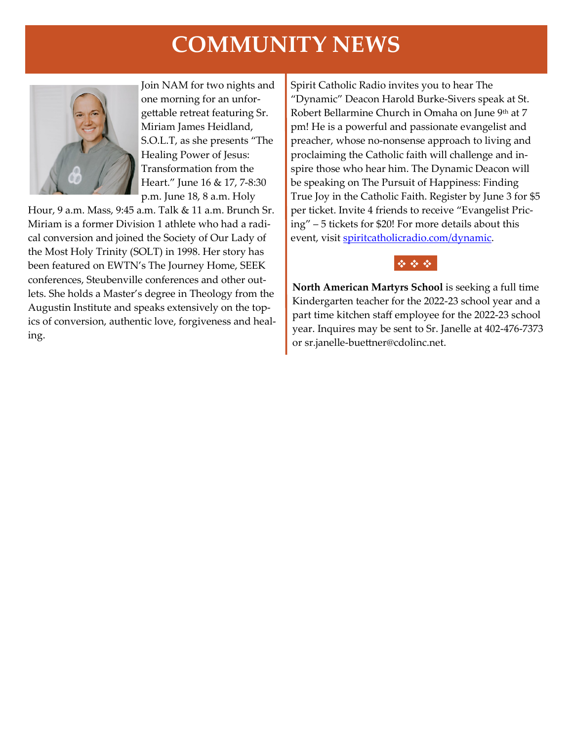# COMMUNITY NEWS

Join NAM for two nights and one morning for an unforgettable retreat featuring Sr. Miriam James Heidland, S.O.L.T, as she presents "The Healing Power of Jesus: Transformation from the Heart." June 16 & 17, 7-8:30 p.m. June 18, 8 a.m. Holy Hour, 9 a.m. Mass, 9:45 a.m. Talk & 11 a.m. Brunch Sr. Miriam is a former Division 1 athlete who had a radical conversion and joined the Society of Our Lady of the Most Holy Trinity (SOLT) in 1998. Her story has been featured on EWTN's The Journey Home, SEEK conferences, Steubenville conferences and other outlets. She holds a Master's degree in Theology from the Augustin Institute and speaks extensively on the topics of conversion, authentic love, forgiveness and healing.

Spirit Catholic Radio invites you to hear The "Dynamic" Deacon Harold Burke-Sivers speak at St. Robert Bellarmine Church in Omaha on June 9th at 7 pm! He is a powerful and passionate evangelist and preacher, whose no-nonsense approach to living and proclaiming the Catholic faith will challenge and inspire those who hear him. The Dynamic Deacon will be speaking on The Pursuit of Happiness: Finding True Joy in the Catholic Faith. Register by June 3 for $5 per ticket. Invite 4 friends to receive "Evangelist Pricing" – 5 tickets for $20! For more details about this event, visit spiritcatholicradio.com/dynamic.

❖ ❖ ❖

**North American Martyrs School** is seeking a full time Kindergarten teacher for the 2022-23 school year and a part time kitchen staff employee for the 2022-23 school year. Inquires may be sent to Sr. Janelle at 402-476-7373 or sr.janelle-buettner@cdolinc.net.